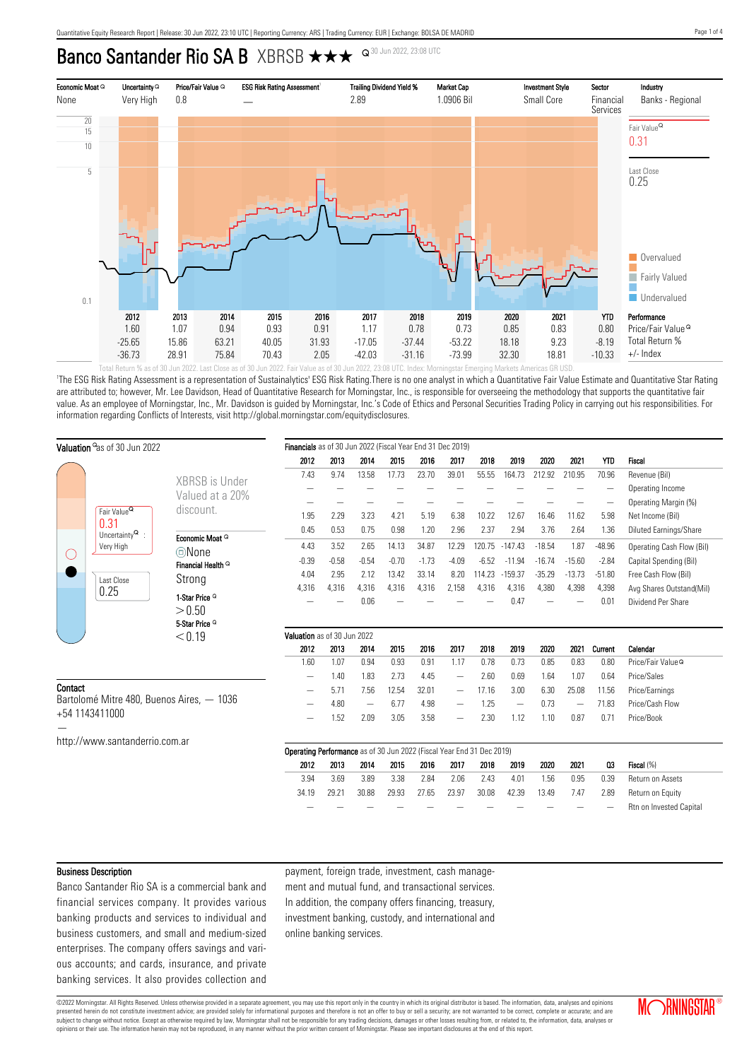Quantitative Equity Research Report | Release: 30 Jun 2022, 23:10 UTC | Reporting Currency: ARS | Trading Currency: EUR | Exchange: BOLSA DE MADRID

# Banco Santander Rio SA B XBRSB ★★★

30 Jun 2022, 23:08 UTC

| Economic Moat | Uncertainty | Price/Fair Value | ESG Risk Rating Assessment[1] | Trailing Dividend Yield % | Market Cap | Investment Style | Sector | Industry |
|---|---|---|---|---|---|---|---|---|
| None | Very High | 0.8 | — | 2.89 | 1.0906 Bil | Small Core | Financial Services | Banks - Regional |

Fair Value 0.31

Last Close 0.25

Overvalued / Fairly Valued / Undervalued

| | 2012 | 2013 | 2014 | 2015 | 2016 | 2017 | 2018 | 2019 | 2020 | 2021 | YTD | Performance |
|---|---|---|---|---|---|---|---|---|---|---|---|---|
| | 1.60 | 1.07 | 0.94 | 0.93 | 0.91 | 1.17 | 0.78 | 0.73 | 0.85 | 0.83 | 0.80 | Price/Fair Value |
| | -25.65 | 15.86 | 63.21 | 40.05 | 31.93 | -17.05 | -37.44 | -53.22 | 18.18 | 9.23 | -8.19 | Total Return % |
| | -36.73 | 28.91 | 75.84 | 70.43 | 2.05 | -42.03 | -31.16 | -73.99 | 32.30 | 18.81 | -10.33 | +/- Index |

Total Return % as of 30 Jun 2022. Last Close as of 30 Jun 2022. Fair Value as of 30 Jun 2022, 23:08 UTC. Index: Morningstar Emerging Markets Americas GR USD.

[1]The ESG Risk Rating Assessment is a representation of Sustainalytics' ESG Risk Rating.There is no one analyst in which a Quantitative Fair Value Estimate and Quantitative Star Rating are attributed to; however, Mr. Lee Davidson, Head of Quantitative Research for Morningstar, Inc., is responsible for overseeing the methodology that supports the quantitative fair value. As an employee of Morningstar, Inc., Mr. Davidson is guided by Morningstar, Inc.'s Code of Ethics and Personal Securities Trading Policy in carrying out his responsibilities. For information regarding Conflicts of Interests, visit http://global.morningstar.com/equitydisclosures.

## Valuation as of 30 Jun 2022

Fair Value 0.31

Uncertainty: Very High

Last Close 0.25

XBRSB is Under Valued at a 20% discount.

Economic Moat: None

Financial Health: Strong

1-Star Price: > 0.50

5-Star Price: < 0.19

## Contact

Bartolomé Mitre 480, Buenos Aires, — 1036
+54 1143411000
—
http://www.santanderrio.com.ar

## Financials as of 30 Jun 2022 (Fiscal Year End 31 Dec 2019)

| 2012 | 2013 | 2014 | 2015 | 2016 | 2017 | 2018 | 2019 | 2020 | 2021 | YTD | Fiscal |
|---|---|---|---|---|---|---|---|---|---|---|---|
| 7.43 | 9.74 | 13.58 | 17.73 | 23.70 | 39.01 | 55.55 | 164.73 | 212.92 | 210.95 | 70.96 | Revenue (Bil) |
| — | — | — | — | — | — | — | — | — | — | — | Operating Income |
| — | — | — | — | — | — | — | — | — | — | — | Operating Margin (%) |
| 1.95 | 2.29 | 3.23 | 4.21 | 5.19 | 6.38 | 10.22 | 12.67 | 16.46 | 11.62 | 5.98 | Net Income (Bil) |
| 0.45 | 0.53 | 0.75 | 0.98 | 1.20 | 2.96 | 2.37 | 2.94 | 3.76 | 2.64 | 1.36 | Diluted Earnings/Share |
| 4.43 | 3.52 | 2.65 | 14.13 | 34.87 | 12.29 | 120.75 | -147.43 | -18.54 | 1.87 | -48.96 | Operating Cash Flow (Bil) |
| -0.39 | -0.58 | -0.54 | -0.70 | -1.73 | -4.09 | -6.52 | -11.94 | -16.74 | -15.60 | -2.84 | Capital Spending (Bil) |
| 4.04 | 2.95 | 2.12 | 13.42 | 33.14 | 8.20 | 114.23 | -159.37 | -35.29 | -13.73 | -51.80 | Free Cash Flow (Bil) |
| 4,316 | 4,316 | 4,316 | 4,316 | 4,316 | 2,158 | 4,316 | 4,316 | 4,380 | 4,398 | 4,398 | Avg Shares Outstand(Mil) |
| — | — | 0.06 | — | — | — | — | 0.47 | — | — | 0.01 | Dividend Per Share |

## Valuation as of 30 Jun 2022

| 2012 | 2013 | 2014 | 2015 | 2016 | 2017 | 2018 | 2019 | 2020 | 2021 | Current | Calendar |
|---|---|---|---|---|---|---|---|---|---|---|---|
| 1.60 | 1.07 | 0.94 | 0.93 | 0.91 | 1.17 | 0.78 | 0.73 | 0.85 | 0.83 | 0.80 | Price/Fair Value |
| — | 1.40 | 1.83 | 2.73 | 4.45 | — | 2.60 | 0.69 | 1.64 | 1.07 | 0.64 | Price/Sales |
| — | 5.71 | 7.56 | 12.54 | 32.01 | — | 17.16 | 3.00 | 6.30 | 25.08 | 11.56 | Price/Earnings |
| — | 4.80 | — | 6.77 | 4.98 | — | 1.25 | — | 0.73 | — | 71.83 | Price/Cash Flow |
| — | 1.52 | 2.09 | 3.05 | 3.58 | — | 2.30 | 1.12 | 1.10 | 0.87 | 0.71 | Price/Book |

## Operating Performance as of 30 Jun 2022 (Fiscal Year End 31 Dec 2019)

| 2012 | 2013 | 2014 | 2015 | 2016 | 2017 | 2018 | 2019 | 2020 | 2021 | Q3 | Fiscal (%) |
|---|---|---|---|---|---|---|---|---|---|---|---|
| 3.94 | 3.69 | 3.89 | 3.38 | 2.84 | 2.06 | 2.43 | 4.01 | 1.56 | 0.95 | 0.39 | Return on Assets |
| 34.19 | 29.21 | 30.88 | 29.93 | 27.65 | 23.97 | 30.08 | 42.39 | 13.49 | 7.47 | 2.89 | Return on Equity |
| — | — | — | — | — | — | — | — | — | — | — | Rtn on Invested Capital |

## Business Description

Banco Santander Rio SA is a commercial bank and financial services company. It provides various banking products and services to individual and business customers, and small and medium-sized enterprises. The company offers savings and various accounts; and cards, insurance, and private banking services. It also provides collection and payment, foreign trade, investment, cash management and mutual fund, and transactional services. In addition, the company offers financing, treasury, investment banking, custody, and international and online banking services.

©2022 Morningstar. All Rights Reserved. Unless otherwise provided in a separate agreement, you may use this report only in the country in which its original distributor is based. The information, data, analyses and opinions presented herein do not constitute investment advice; are provided solely for informational purposes and therefore is not an offer to buy or sell a security; are not warranted to be correct, complete or accurate; and are subject to change without notice. Except as otherwise required by law, Morningstar shall not be responsible for any trading decisions, damages or other losses resulting from, or related to, the information, data, analyses or opinions or their use. The information herein may not be reproduced, in any manner without the prior written consent of Morningstar. Please see important disclosures at the end of this report.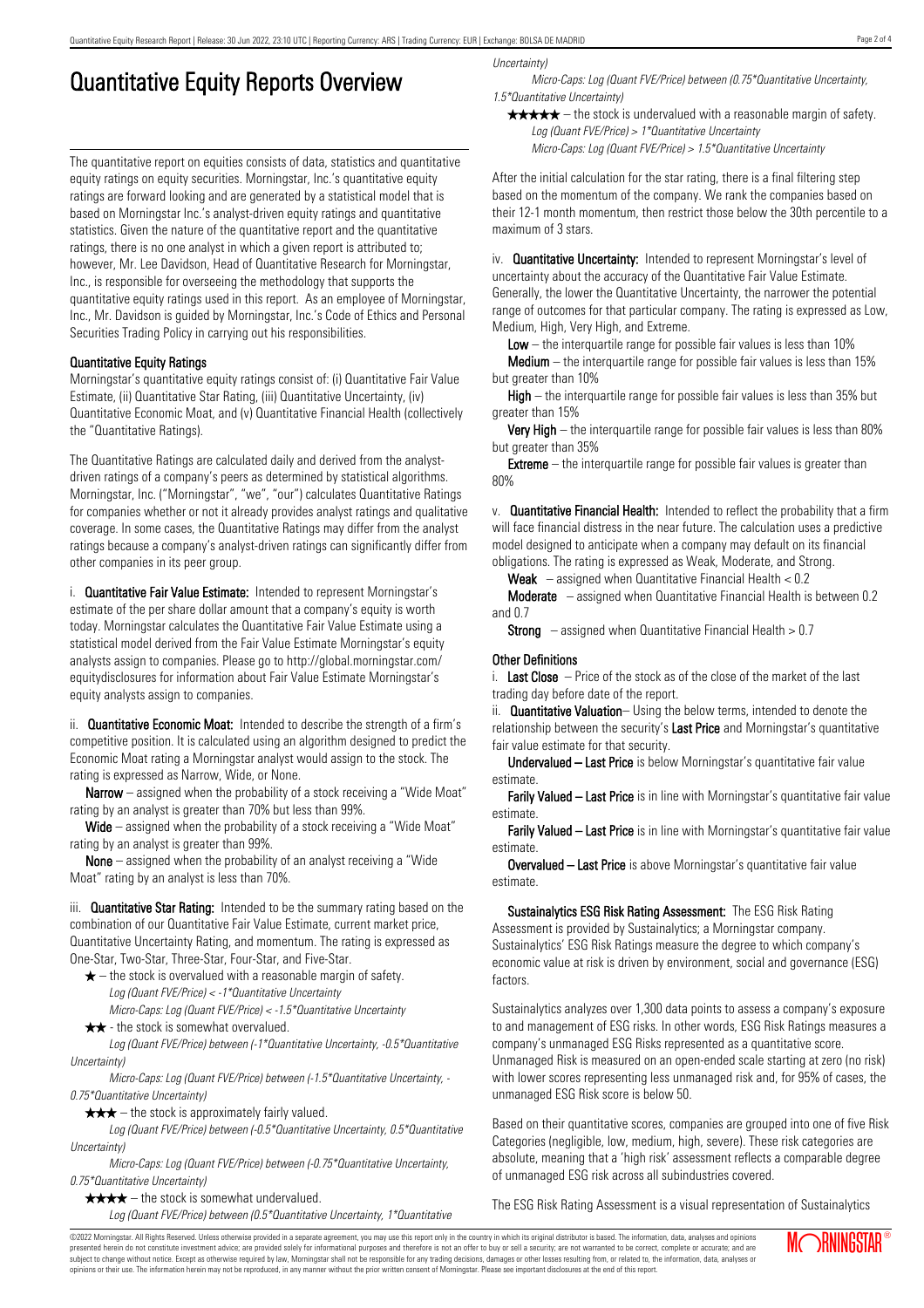# Quantitative Equity Reports Overview

The quantitative report on equities consists of data, statistics and quantitative equity ratings on equity securities. Morningstar, Inc.'s quantitative equity ratings are forward looking and are generated by a statistical model that is based on Morningstar Inc.'s analyst-driven equity ratings and quantitative statistics. Given the nature of the quantitative report and the quantitative ratings, there is no one analyst in which a given report is attributed to; however, Mr. Lee Davidson, Head of Quantitative Research for Morningstar, Inc., is responsible for overseeing the methodology that supports the quantitative equity ratings used in this report. As an employee of Morningstar, Inc., Mr. Davidson is guided by Morningstar, Inc.'s Code of Ethics and Personal Securities Trading Policy in carrying out his responsibilities.

### Quantitative Equity Ratings

Morningstar's quantitative equity ratings consist of: (i) Quantitative Fair Value Estimate, (ii) Quantitative Star Rating, (iii) Quantitative Uncertainty, (iv) Quantitative Economic Moat, and (v) Quantitative Financial Health (collectively the "Quantitative Ratings).

The Quantitative Ratings are calculated daily and derived from the analyst-driven ratings of a company's peers as determined by statistical algorithms. Morningstar, Inc. ("Morningstar", "we", "our") calculates Quantitative Ratings for companies whether or not it already provides analyst ratings and qualitative coverage. In some cases, the Quantitative Ratings may differ from the analyst ratings because a company's analyst-driven ratings can significantly differ from other companies in its peer group.

i. **Quantitative Fair Value Estimate:** Intended to represent Morningstar's estimate of the per share dollar amount that a company's equity is worth today. Morningstar calculates the Quantitative Fair Value Estimate using a statistical model derived from the Fair Value Estimate Morningstar's equity analysts assign to companies. Please go to http://global.morningstar.com/equitydisclosures for information about Fair Value Estimate Morningstar's equity analysts assign to companies.

ii. **Quantitative Economic Moat:** Intended to describe the strength of a firm's competitive position. It is calculated using an algorithm designed to predict the Economic Moat rating a Morningstar analyst would assign to the stock. The rating is expressed as Narrow, Wide, or None.

**Narrow** – assigned when the probability of a stock receiving a "Wide Moat" rating by an analyst is greater than 70% but less than 99%.

**Wide** – assigned when the probability of a stock receiving a "Wide Moat" rating by an analyst is greater than 99%.

**None** – assigned when the probability of an analyst receiving a "Wide Moat" rating by an analyst is less than 70%.

iii. **Quantitative Star Rating:** Intended to be the summary rating based on the combination of our Quantitative Fair Value Estimate, current market price, Quantitative Uncertainty Rating, and momentum. The rating is expressed as One-Star, Two-Star, Three-Star, Four-Star, and Five-Star.

★ – the stock is overvalued with a reasonable margin of safety.
*Log (Quant FVE/Price) < -1\*Quantitative Uncertainty*
*Micro-Caps: Log (Quant FVE/Price) < -1.5\*Quantitative Uncertainty*

★★ - the stock is somewhat overvalued.
*Log (Quant FVE/Price) between (-1\*Quantitative Uncertainty, -0.5\*Quantitative Uncertainty)*
*Micro-Caps: Log (Quant FVE/Price) between (-1.5\*Quantitative Uncertainty, -0.75\*Quantitative Uncertainty)*

★★★ – the stock is approximately fairly valued.
*Log (Quant FVE/Price) between (-0.5\*Quantitative Uncertainty, 0.5\*Quantitative Uncertainty)*
*Micro-Caps: Log (Quant FVE/Price) between (-0.75\*Quantitative Uncertainty, 0.75\*Quantitative Uncertainty)*

★★★★ – the stock is somewhat undervalued.
*Log (Quant FVE/Price) between (0.5\*Quantitative Uncertainty, 1\*Quantitative Uncertainty)*
*Micro-Caps: Log (Quant FVE/Price) between (0.75\*Quantitative Uncertainty, 1.5\*Quantitative Uncertainty)*

★★★★★ – the stock is undervalued with a reasonable margin of safety.
*Log (Quant FVE/Price) > 1\*Quantitative Uncertainty*
*Micro-Caps: Log (Quant FVE/Price) > 1.5\*Quantitative Uncertainty*

After the initial calculation for the star rating, there is a final filtering step based on the momentum of the company. We rank the companies based on their 12-1 month momentum, then restrict those below the 30th percentile to a maximum of 3 stars.

iv. **Quantitative Uncertainty:** Intended to represent Morningstar's level of uncertainty about the accuracy of the Quantitative Fair Value Estimate. Generally, the lower the Quantitative Uncertainty, the narrower the potential range of outcomes for that particular company. The rating is expressed as Low, Medium, High, Very High, and Extreme.

**Low** – the interquartile range for possible fair values is less than 10%

**Medium** – the interquartile range for possible fair values is less than 15% but greater than 10%

**High** – the interquartile range for possible fair values is less than 35% but greater than 15%

**Very High** – the interquartile range for possible fair values is less than 80% but greater than 35%

**Extreme** – the interquartile range for possible fair values is greater than 80%

v. **Quantitative Financial Health:** Intended to reflect the probability that a firm will face financial distress in the near future. The calculation uses a predictive model designed to anticipate when a company may default on its financial obligations. The rating is expressed as Weak, Moderate, and Strong.

**Weak** – assigned when Quantitative Financial Health < 0.2

**Moderate** – assigned when Quantitative Financial Health is between 0.2 and 0.7

**Strong** – assigned when Quantitative Financial Health > 0.7

### Other Definitions

i. **Last Close** – Price of the stock as of the close of the market of the last trading day before date of the report.

ii. **Quantitative Valuation**– Using the below terms, intended to denote the relationship between the security's **Last Price** and Morningstar's quantitative fair value estimate for that security.

**Undervalued – Last Price** is below Morningstar's quantitative fair value estimate.

**Farily Valued – Last Price** is in line with Morningstar's quantitative fair value estimate.

**Farily Valued – Last Price** is in line with Morningstar's quantitative fair value estimate.

**Overvalued – Last Price** is above Morningstar's quantitative fair value estimate.

**Sustainalytics ESG Risk Rating Assessment:** The ESG Risk Rating Assessment is provided by Sustainalytics; a Morningstar company. Sustainalytics' ESG Risk Ratings measure the degree to which company's economic value at risk is driven by environment, social and governance (ESG) factors.

Sustainalytics analyzes over 1,300 data points to assess a company's exposure to and management of ESG risks. In other words, ESG Risk Ratings measures a company's unmanaged ESG Risks represented as a quantitative score. Unmanaged Risk is measured on an open-ended scale starting at zero (no risk) with lower scores representing less unmanaged risk and, for 95% of cases, the unmanaged ESG Risk score is below 50.

Based on their quantitative scores, companies are grouped into one of five Risk Categories (negligible, low, medium, high, severe). These risk categories are absolute, meaning that a 'high risk' assessment reflects a comparable degree of unmanaged ESG risk across all subindustries covered.

The ESG Risk Rating Assessment is a visual representation of Sustainalytics

©2022 Morningstar. All Rights Reserved. Unless otherwise provided in a separate agreement, you may use this report only in the country in which its original distributor is based. The information, data, analyses and opinions presented herein do not constitute investment advice; are provided solely for informational purposes and therefore is not an offer to buy or sell a security; and are not warranted to be correct, complete or accurate; and are subject to change without notice. Except as otherwise required by law, Morningstar shall not be responsible for any trading decisions, damages or other losses resulting from, or related to, the information, data, analyses or opinions or their use. The information herein may not be reproduced, in any manner without the prior written consent of Morningstar. Please see important disclosures at the end of this report.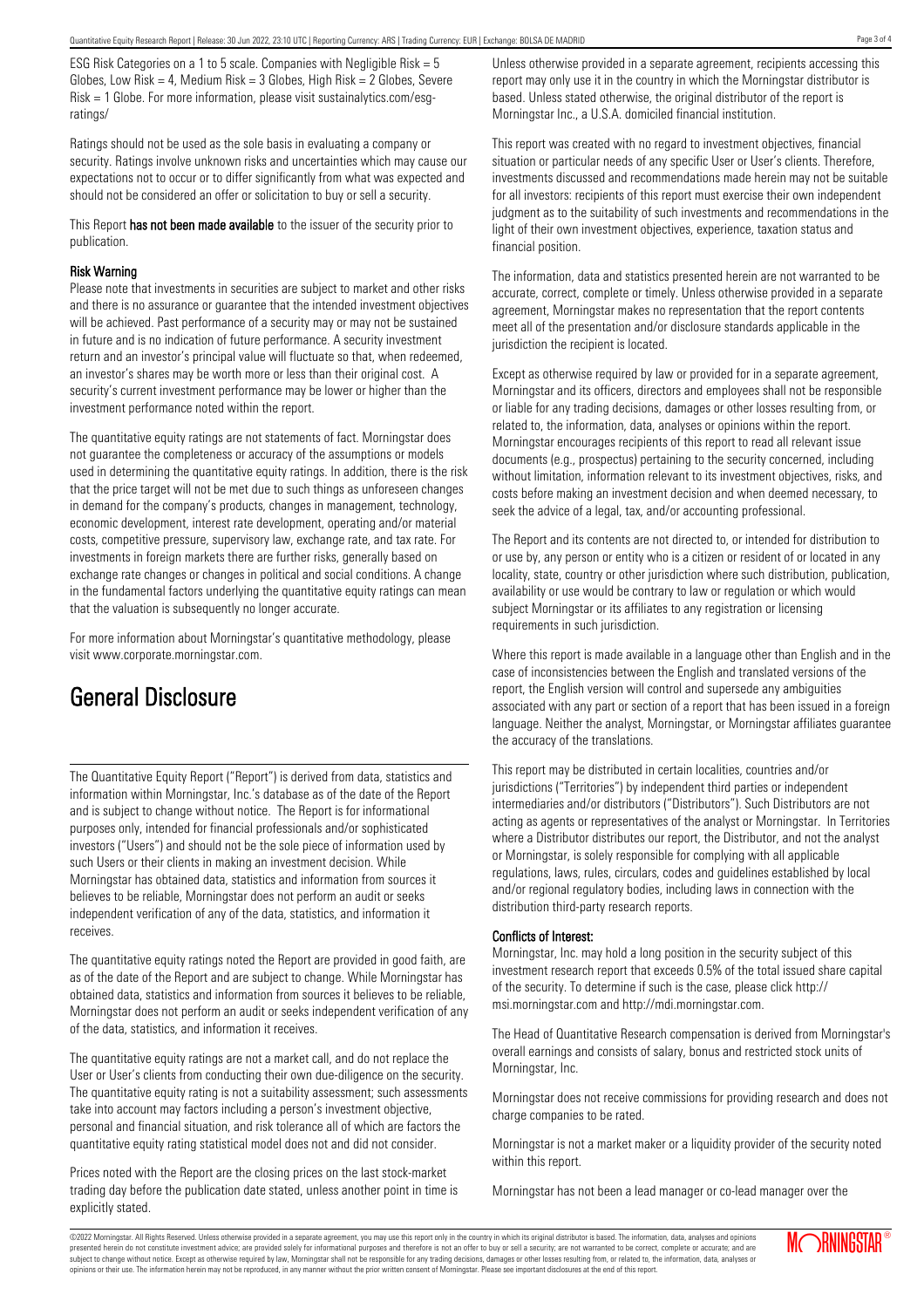ESG Risk Categories on a 1 to 5 scale. Companies with Negligible Risk = 5 Globes, Low Risk = 4, Medium Risk = 3 Globes, High Risk = 2 Globes, Severe Risk = 1 Globe. For more information, please visit sustainalytics.com/esg-ratings/

Ratings should not be used as the sole basis in evaluating a company or security. Ratings involve unknown risks and uncertainties which may cause our expectations not to occur or to differ significantly from what was expected and should not be considered an offer or solicitation to buy or sell a security.

This Report **has not been made available** to the issuer of the security prior to publication.

### Risk Warning

Please note that investments in securities are subject to market and other risks and there is no assurance or guarantee that the intended investment objectives will be achieved. Past performance of a security may or may not be sustained in future and is no indication of future performance. A security investment return and an investor's principal value will fluctuate so that, when redeemed, an investor's shares may be worth more or less than their original cost. A security's current investment performance may be lower or higher than the investment performance noted within the report.

The quantitative equity ratings are not statements of fact. Morningstar does not guarantee the completeness or accuracy of the assumptions or models used in determining the quantitative equity ratings. In addition, there is the risk that the price target will not be met due to such things as unforeseen changes in demand for the company's products, changes in management, technology, economic development, interest rate development, operating and/or material costs, competitive pressure, supervisory law, exchange rate, and tax rate. For investments in foreign markets there are further risks, generally based on exchange rate changes or changes in political and social conditions. A change in the fundamental factors underlying the quantitative equity ratings can mean that the valuation is subsequently no longer accurate.

For more information about Morningstar's quantitative methodology, please visit www.corporate.morningstar.com.

# General Disclosure

The Quantitative Equity Report ("Report") is derived from data, statistics and information within Morningstar, Inc.'s database as of the date of the Report and is subject to change without notice. The Report is for informational purposes only, intended for financial professionals and/or sophisticated investors ("Users") and should not be the sole piece of information used by such Users or their clients in making an investment decision. While Morningstar has obtained data, statistics and information from sources it believes to be reliable, Morningstar does not perform an audit or seeks independent verification of any of the data, statistics, and information it receives.

The quantitative equity ratings noted the Report are provided in good faith, are as of the date of the Report and are subject to change. While Morningstar has obtained data, statistics and information from sources it believes to be reliable, Morningstar does not perform an audit or seeks independent verification of any of the data, statistics, and information it receives.

The quantitative equity ratings are not a market call, and do not replace the User or User's clients from conducting their own due-diligence on the security. The quantitative equity rating is not a suitability assessment; such assessments take into account may factors including a person's investment objective, personal and financial situation, and risk tolerance all of which are factors the quantitative equity rating statistical model does not and did not consider.

Prices noted with the Report are the closing prices on the last stock-market trading day before the publication date stated, unless another point in time is explicitly stated.

Unless otherwise provided in a separate agreement, recipients accessing this report may only use it in the country in which the Morningstar distributor is based. Unless stated otherwise, the original distributor of the report is Morningstar Inc., a U.S.A. domiciled financial institution.

This report was created with no regard to investment objectives, financial situation or particular needs of any specific User or User's clients. Therefore, investments discussed and recommendations made herein may not be suitable for all investors: recipients of this report must exercise their own independent judgment as to the suitability of such investments and recommendations in the light of their own investment objectives, experience, taxation status and financial position.

The information, data and statistics presented herein are not warranted to be accurate, correct, complete or timely. Unless otherwise provided in a separate agreement, Morningstar makes no representation that the report contents meet all of the presentation and/or disclosure standards applicable in the jurisdiction the recipient is located.

Except as otherwise required by law or provided for in a separate agreement, Morningstar and its officers, directors and employees shall not be responsible or liable for any trading decisions, damages or other losses resulting from, or related to, the information, data, analyses or opinions within the report. Morningstar encourages recipients of this report to read all relevant issue documents (e.g., prospectus) pertaining to the security concerned, including without limitation, information relevant to its investment objectives, risks, and costs before making an investment decision and when deemed necessary, to seek the advice of a legal, tax, and/or accounting professional.

The Report and its contents are not directed to, or intended for distribution to or use by, any person or entity who is a citizen or resident of or located in any locality, state, country or other jurisdiction where such distribution, publication, availability or use would be contrary to law or regulation or which would subject Morningstar or its affiliates to any registration or licensing requirements in such jurisdiction.

Where this report is made available in a language other than English and in the case of inconsistencies between the English and translated versions of the report, the English version will control and supersede any ambiguities associated with any part or section of a report that has been issued in a foreign language. Neither the analyst, Morningstar, or Morningstar affiliates guarantee the accuracy of the translations.

This report may be distributed in certain localities, countries and/or jurisdictions ("Territories") by independent third parties or independent intermediaries and/or distributors ("Distributors"). Such Distributors are not acting as agents or representatives of the analyst or Morningstar. In Territories where a Distributor distributes our report, the Distributor, and not the analyst or Morningstar, is solely responsible for complying with all applicable regulations, laws, rules, circulars, codes and guidelines established by local and/or regional regulatory bodies, including laws in connection with the distribution third-party research reports.

### Conflicts of Interest:

Morningstar, Inc. may hold a long position in the security subject of this investment research report that exceeds 0.5% of the total issued share capital of the security. To determine if such is the case, please click http://msi.morningstar.com and http://mdi.morningstar.com.

The Head of Quantitative Research compensation is derived from Morningstar's overall earnings and consists of salary, bonus and restricted stock units of Morningstar, Inc.

Morningstar does not receive commissions for providing research and does not charge companies to be rated.

Morningstar is not a market maker or a liquidity provider of the security noted within this report.

Morningstar has not been a lead manager or co-lead manager over the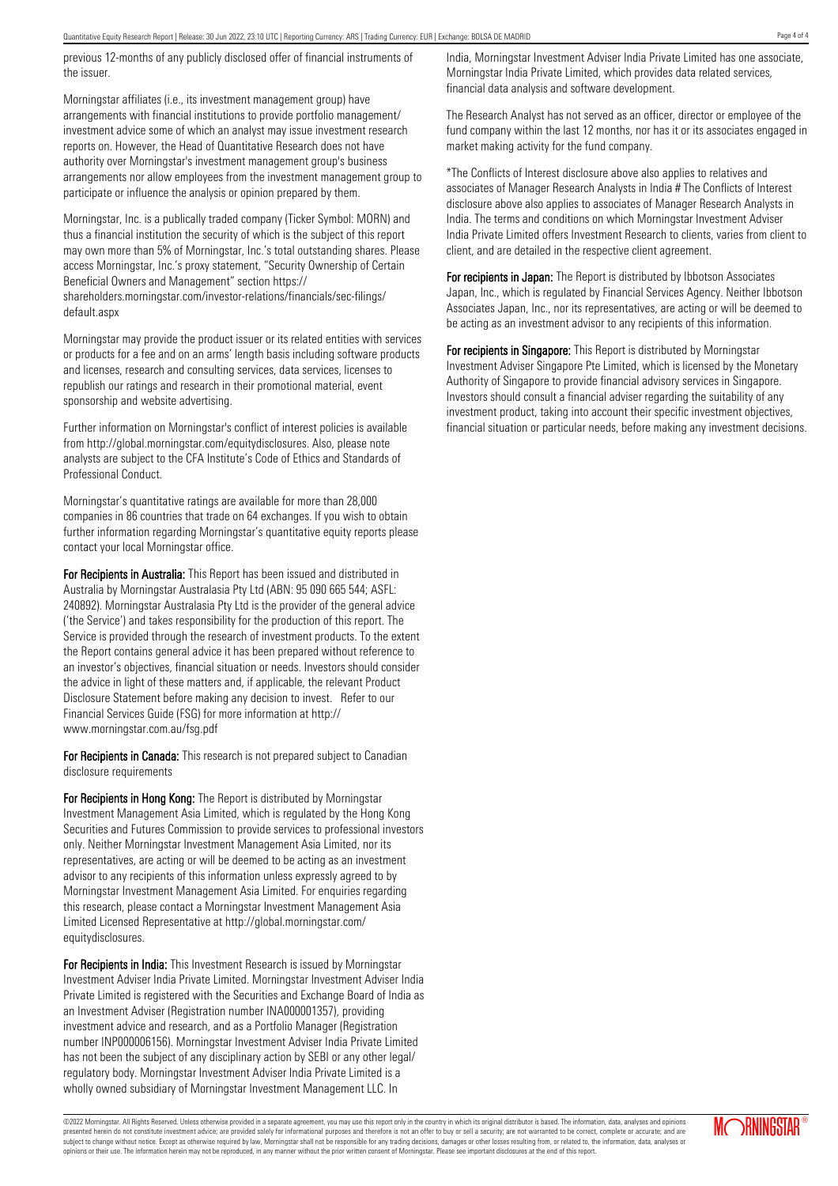previous 12-months of any publicly disclosed offer of financial instruments of the issuer.

Morningstar affiliates (i.e., its investment management group) have arrangements with financial institutions to provide portfolio management/ investment advice some of which an analyst may issue investment research reports on. However, the Head of Quantitative Research does not have authority over Morningstar's investment management group's business arrangements nor allow employees from the investment management group to participate or influence the analysis or opinion prepared by them.

Morningstar, Inc. is a publically traded company (Ticker Symbol: MORN) and thus a financial institution the security of which is the subject of this report may own more than 5% of Morningstar, Inc.'s total outstanding shares. Please access Morningstar, Inc.'s proxy statement, "Security Ownership of Certain Beneficial Owners and Management" section https:// shareholders.morningstar.com/investor-relations/financials/sec-filings/ default.aspx

Morningstar may provide the product issuer or its related entities with services or products for a fee and on an arms' length basis including software products and licenses, research and consulting services, data services, licenses to republish our ratings and research in their promotional material, event sponsorship and website advertising.

Further information on Morningstar's conflict of interest policies is available from http://global.morningstar.com/equitydisclosures. Also, please note analysts are subject to the CFA Institute's Code of Ethics and Standards of Professional Conduct.

Morningstar's quantitative ratings are available for more than 28,000 companies in 86 countries that trade on 64 exchanges. If you wish to obtain further information regarding Morningstar's quantitative equity reports please contact your local Morningstar office.

**For Recipients in Australia:** This Report has been issued and distributed in Australia by Morningstar Australasia Pty Ltd (ABN: 95 090 665 544; ASFL: 240892). Morningstar Australasia Pty Ltd is the provider of the general advice ('the Service') and takes responsibility for the production of this report. The Service is provided through the research of investment products. To the extent the Report contains general advice it has been prepared without reference to an investor's objectives, financial situation or needs. Investors should consider the advice in light of these matters and, if applicable, the relevant Product Disclosure Statement before making any decision to invest. Refer to our Financial Services Guide (FSG) for more information at http:// www.morningstar.com.au/fsg.pdf

**For Recipients in Canada:** This research is not prepared subject to Canadian disclosure requirements

**For Recipients in Hong Kong:** The Report is distributed by Morningstar Investment Management Asia Limited, which is regulated by the Hong Kong Securities and Futures Commission to provide services to professional investors only. Neither Morningstar Investment Management Asia Limited, nor its representatives, are acting or will be deemed to be acting as an investment advisor to any recipients of this information unless expressly agreed to by Morningstar Investment Management Asia Limited. For enquiries regarding this research, please contact a Morningstar Investment Management Asia Limited Licensed Representative at http://global.morningstar.com/ equitydisclosures.

**For Recipients in India:** This Investment Research is issued by Morningstar Investment Adviser India Private Limited. Morningstar Investment Adviser India Private Limited is registered with the Securities and Exchange Board of India as an Investment Adviser (Registration number INA000001357), providing investment advice and research, and as a Portfolio Manager (Registration number INP000006156). Morningstar Investment Adviser India Private Limited has not been the subject of any disciplinary action by SEBI or any other legal/ regulatory body. Morningstar Investment Adviser India Private Limited is a wholly owned subsidiary of Morningstar Investment Management LLC. In India, Morningstar Investment Adviser India Private Limited has one associate, Morningstar India Private Limited, which provides data related services, financial data analysis and software development.

The Research Analyst has not served as an officer, director or employee of the fund company within the last 12 months, nor has it or its associates engaged in market making activity for the fund company.

*The Conflicts of Interest disclosure above also applies to relatives and associates of Manager Research Analysts in India # The Conflicts of Interest disclosure above also applies to associates of Manager Research Analysts in India. The terms and conditions on which Morningstar Investment Adviser India Private Limited offers Investment Research to clients, varies from client to client, and are detailed in the respective client agreement.

**For recipients in Japan:** The Report is distributed by Ibbotson Associates Japan, Inc., which is regulated by Financial Services Agency. Neither Ibbotson Associates Japan, Inc., nor its representatives, are acting or will be deemed to be acting as an investment advisor to any recipients of this information.

**For recipients in Singapore:** This Report is distributed by Morningstar Investment Adviser Singapore Pte Limited, which is licensed by the Monetary Authority of Singapore to provide financial advisory services in Singapore. Investors should consult a financial adviser regarding the suitability of any investment product, taking into account their specific investment objectives, financial situation or particular needs, before making any investment decisions.